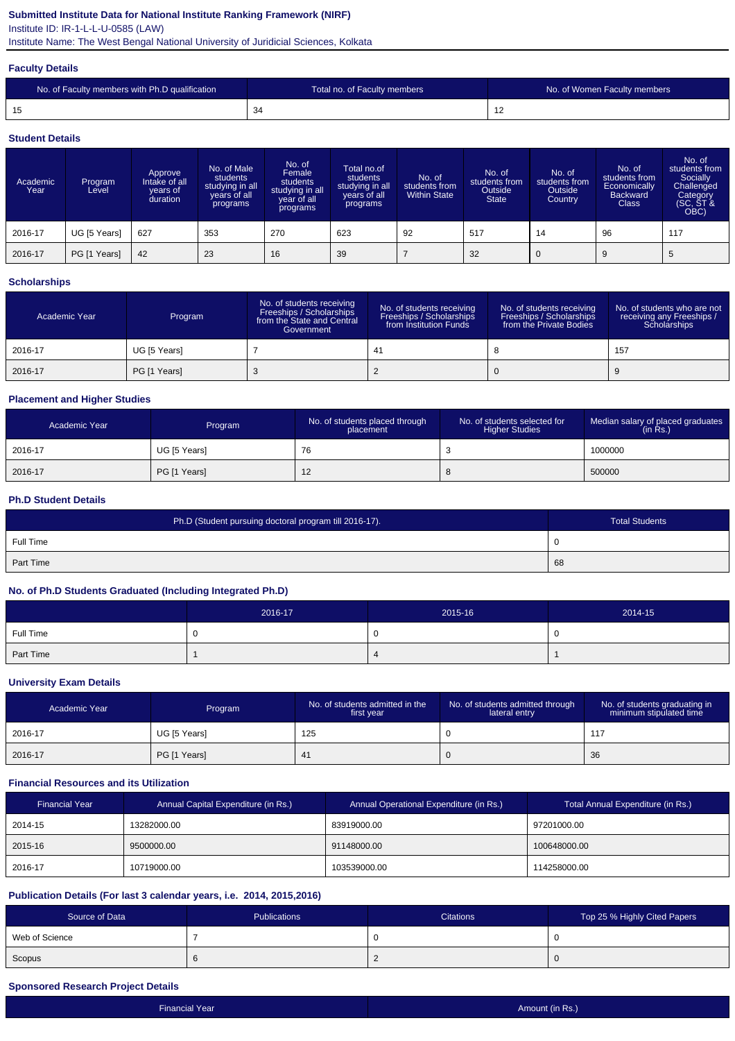**Submitted Institute Data for National Institute Ranking Framework (NIRF)**

Institute ID: IR-1-L-L-U-0585 (LAW)

Institute Name: The West Bengal National University of Juridicial Sciences, Kolkata

### Faculty Details

| No. of Faculty members with Ph.D qualification | Total no. of Faculty members | No. of Women Faculty members |
|---|---|---|
| 15 | 34 | 12 |

### Student Details

| Academic Year | Program Level | Approve Intake of all years of duration | No. of Male students studying in all years of all programs | No. of Female students studying in all year of all programs | Total no.of students studying in all years of all programs | No. of students from Within State | No. of students from Outside State | No. of students from Outside Country | No. of students from Economically Backward Class | No. of students from Socially Challenged Category (SC, ST & OBC) |
|---|---|---|---|---|---|---|---|---|---|---|
| 2016-17 | UG [5 Years] | 627 | 353 | 270 | 623 | 92 | 517 | 14 | 96 | 117 |
| 2016-17 | PG [1 Years] | 42 | 23 | 16 | 39 | 7 | 32 | 0 | 9 | 5 |

### Scholarships

| Academic Year | Program | No. of students receiving Freeships / Scholarships from the State and Central Government | No. of students receiving Freeships / Scholarships from Institution Funds | No. of students receiving Freeships / Scholarships from the Private Bodies | No. of students who are not receiving any Freeships / Scholarships |
|---|---|---|---|---|---|
| 2016-17 | UG [5 Years] | 7 | 41 | 8 | 157 |
| 2016-17 | PG [1 Years] | 3 | 2 | 0 | 9 |

### Placement and Higher Studies

| Academic Year | Program | No. of students placed through placement | No. of students selected for Higher Studies | Median salary of placed graduates (in Rs.) |
|---|---|---|---|---|
| 2016-17 | UG [5 Years] | 76 | 3 | 1000000 |
| 2016-17 | PG [1 Years] | 12 | 8 | 500000 |

### Ph.D Student Details

| Ph.D (Student pursuing doctoral program till 2016-17). | Total Students |
|---|---|
| Full Time | 0 |
| Part Time | 68 |

### No. of Ph.D Students Graduated (Including Integrated Ph.D)

| | 2016-17 | 2015-16 | 2014-15 |
|---|---|---|---|
| Full Time | 0 | 0 | 0 |
| Part Time | 1 | 4 | 1 |

### University Exam Details

| Academic Year | Program | No. of students admitted in the first year | No. of students admitted through lateral entry | No. of students graduating in minimum stipulated time |
|---|---|---|---|---|
| 2016-17 | UG [5 Years] | 125 | 0 | 117 |
| 2016-17 | PG [1 Years] | 41 | 0 | 36 |

### Financial Resources and its Utilization

| Financial Year | Annual Capital Expenditure (in Rs.) | Annual Operational Expenditure (in Rs.) | Total Annual Expenditure (in Rs.) |
|---|---|---|---|
| 2014-15 | 13282000.00 | 83919000.00 | 97201000.00 |
| 2015-16 | 9500000.00 | 91148000.00 | 100648000.00 |
| 2016-17 | 10719000.00 | 103539000.00 | 114258000.00 |

### Publication Details (For last 3 calendar years, i.e. 2014, 2015,2016)

| Source of Data | Publications | Citations | Top 25 % Highly Cited Papers |
|---|---|---|---|
| Web of Science | 7 | 0 | 0 |
| Scopus | 6 | 2 | 0 |

### Sponsored Research Project Details

| Financial Year | Amount (in Rs.) |
|---|---|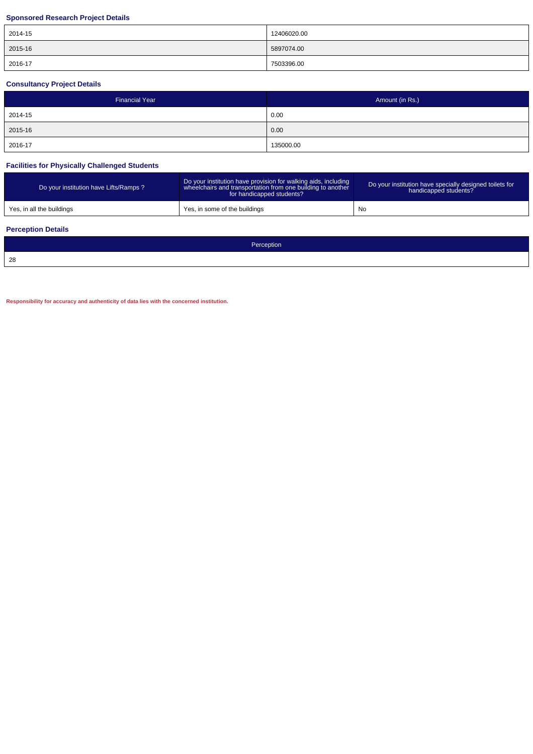### Sponsored Research Project Details

| | |
|---|---|
| 2014-15 | 12406020.00 |
| 2015-16 | 5897074.00 |
| 2016-17 | 7503396.00 |

### Consultancy Project Details

| Financial Year | Amount (in Rs.) |
|---|---|
| 2014-15 | 0.00 |
| 2015-16 | 0.00 |
| 2016-17 | 135000.00 |

### Facilities for Physically Challenged Students

| Do your institution have Lifts/Ramps ? | Do your institution have provision for walking aids, including wheelchairs and transportation from one building to another for handicapped students? | Do your institution have specially designed toilets for handicapped students? |
|---|---|---|
| Yes, in all the buildings | Yes, in some of the buildings | No |

### Perception Details

| Perception |
|---|
| 28 |

**Responsibility for accuracy and authenticity of data lies with the concerned institution.**